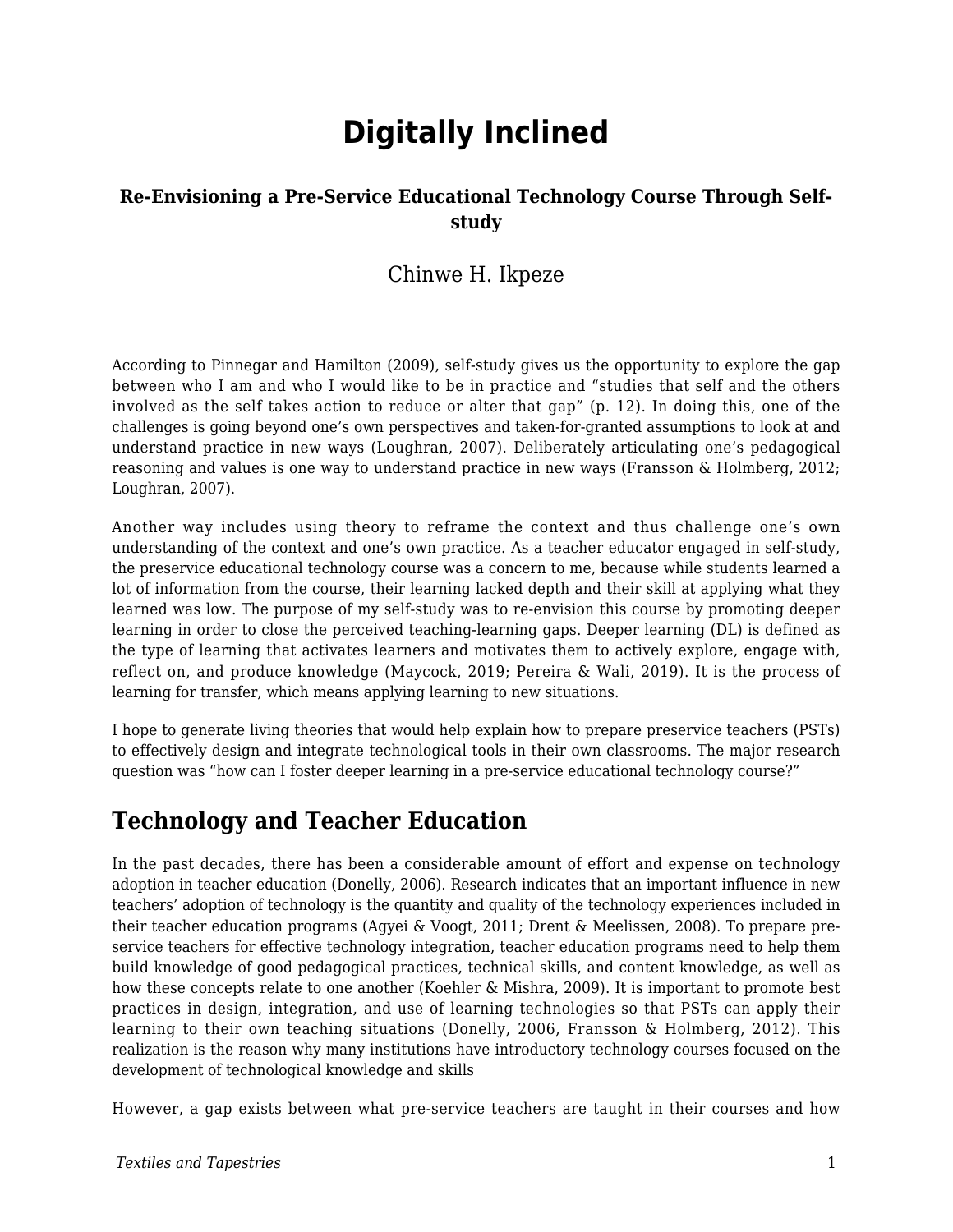# Digitally Inclined

### Re-Envisioning a Pre-Service Educational Technology Course Through Self-study

Chinwe H. Ikpeze

According to Pinnegar and Hamilton (2009), self-study gives us the opportunity to explore the gap between who I am and who I would like to be in practice and "studies that self and the others involved as the self takes action to reduce or alter that gap" (p. 12). In doing this, one of the challenges is going beyond one's own perspectives and taken-for-granted assumptions to look at and understand practice in new ways (Loughran, 2007). Deliberately articulating one's pedagogical reasoning and values is one way to understand practice in new ways (Fransson & Holmberg, 2012; Loughran, 2007).

Another way includes using theory to reframe the context and thus challenge one's own understanding of the context and one's own practice. As a teacher educator engaged in self-study, the preservice educational technology course was a concern to me, because while students learned a lot of information from the course, their learning lacked depth and their skill at applying what they learned was low. The purpose of my self-study was to re-envision this course by promoting deeper learning in order to close the perceived teaching-learning gaps. Deeper learning (DL) is defined as the type of learning that activates learners and motivates them to actively explore, engage with, reflect on, and produce knowledge (Maycock, 2019; Pereira & Wali, 2019). It is the process of learning for transfer, which means applying learning to new situations.

I hope to generate living theories that would help explain how to prepare preservice teachers (PSTs) to effectively design and integrate technological tools in their own classrooms. The major research question was "how can I foster deeper learning in a pre-service educational technology course?"

## Technology and Teacher Education

In the past decades, there has been a considerable amount of effort and expense on technology adoption in teacher education (Donelly, 2006). Research indicates that an important influence in new teachers' adoption of technology is the quantity and quality of the technology experiences included in their teacher education programs (Agyei & Voogt, 2011; Drent & Meelissen, 2008). To prepare pre-service teachers for effective technology integration, teacher education programs need to help them build knowledge of good pedagogical practices, technical skills, and content knowledge, as well as how these concepts relate to one another (Koehler & Mishra, 2009). It is important to promote best practices in design, integration, and use of learning technologies so that PSTs can apply their learning to their own teaching situations (Donelly, 2006, Fransson & Holmberg, 2012). This realization is the reason why many institutions have introductory technology courses focused on the development of technological knowledge and skills

However, a gap exists between what pre-service teachers are taught in their courses and how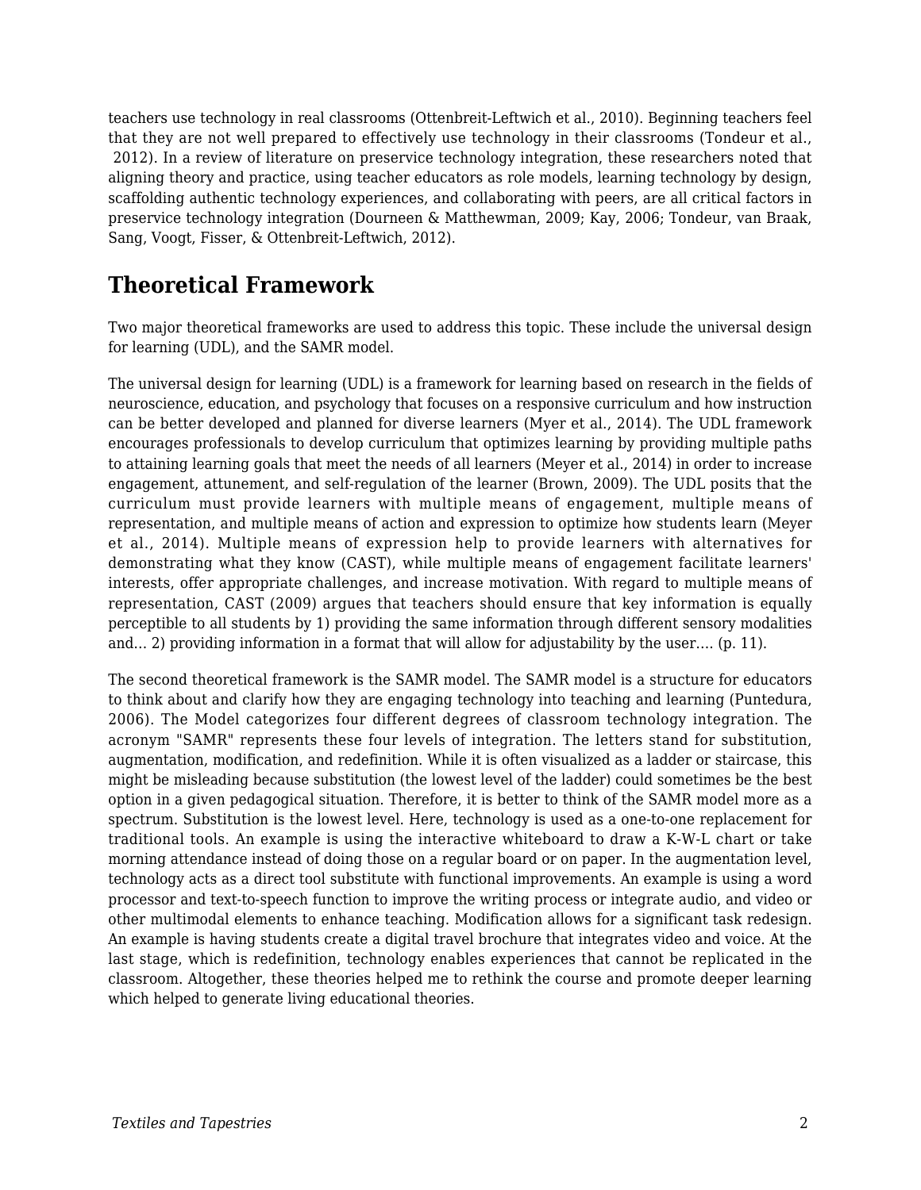teachers use technology in real classrooms (Ottenbreit-Leftwich et al., 2010). Beginning teachers feel that they are not well prepared to effectively use technology in their classrooms (Tondeur et al., 2012). In a review of literature on preservice technology integration, these researchers noted that aligning theory and practice, using teacher educators as role models, learning technology by design, scaffolding authentic technology experiences, and collaborating with peers, are all critical factors in preservice technology integration (Dourneen & Matthewman, 2009; Kay, 2006; Tondeur, van Braak, Sang, Voogt, Fisser, & Ottenbreit-Leftwich, 2012).

## Theoretical Framework

Two major theoretical frameworks are used to address this topic. These include the universal design for learning (UDL), and the SAMR model.

The universal design for learning (UDL) is a framework for learning based on research in the fields of neuroscience, education, and psychology that focuses on a responsive curriculum and how instruction can be better developed and planned for diverse learners (Myer et al., 2014). The UDL framework encourages professionals to develop curriculum that optimizes learning by providing multiple paths to attaining learning goals that meet the needs of all learners (Meyer et al., 2014) in order to increase engagement, attunement, and self-regulation of the learner (Brown, 2009). The UDL posits that the curriculum must provide learners with multiple means of engagement, multiple means of representation, and multiple means of action and expression to optimize how students learn (Meyer et al., 2014). Multiple means of expression help to provide learners with alternatives for demonstrating what they know (CAST), while multiple means of engagement facilitate learners' interests, offer appropriate challenges, and increase motivation. With regard to multiple means of representation, CAST (2009) argues that teachers should ensure that key information is equally perceptible to all students by 1) providing the same information through different sensory modalities and… 2) providing information in a format that will allow for adjustability by the user…. (p. 11).

The second theoretical framework is the SAMR model. The SAMR model is a structure for educators to think about and clarify how they are engaging technology into teaching and learning (Puntedura, 2006). The Model categorizes four different degrees of classroom technology integration. The acronym "SAMR" represents these four levels of integration. The letters stand for substitution, augmentation, modification, and redefinition. While it is often visualized as a ladder or staircase, this might be misleading because substitution (the lowest level of the ladder) could sometimes be the best option in a given pedagogical situation. Therefore, it is better to think of the SAMR model more as a spectrum. Substitution is the lowest level. Here, technology is used as a one-to-one replacement for traditional tools. An example is using the interactive whiteboard to draw a K-W-L chart or take morning attendance instead of doing those on a regular board or on paper. In the augmentation level, technology acts as a direct tool substitute with functional improvements. An example is using a word processor and text-to-speech function to improve the writing process or integrate audio, and video or other multimodal elements to enhance teaching. Modification allows for a significant task redesign. An example is having students create a digital travel brochure that integrates video and voice. At the last stage, which is redefinition, technology enables experiences that cannot be replicated in the classroom. Altogether, these theories helped me to rethink the course and promote deeper learning which helped to generate living educational theories.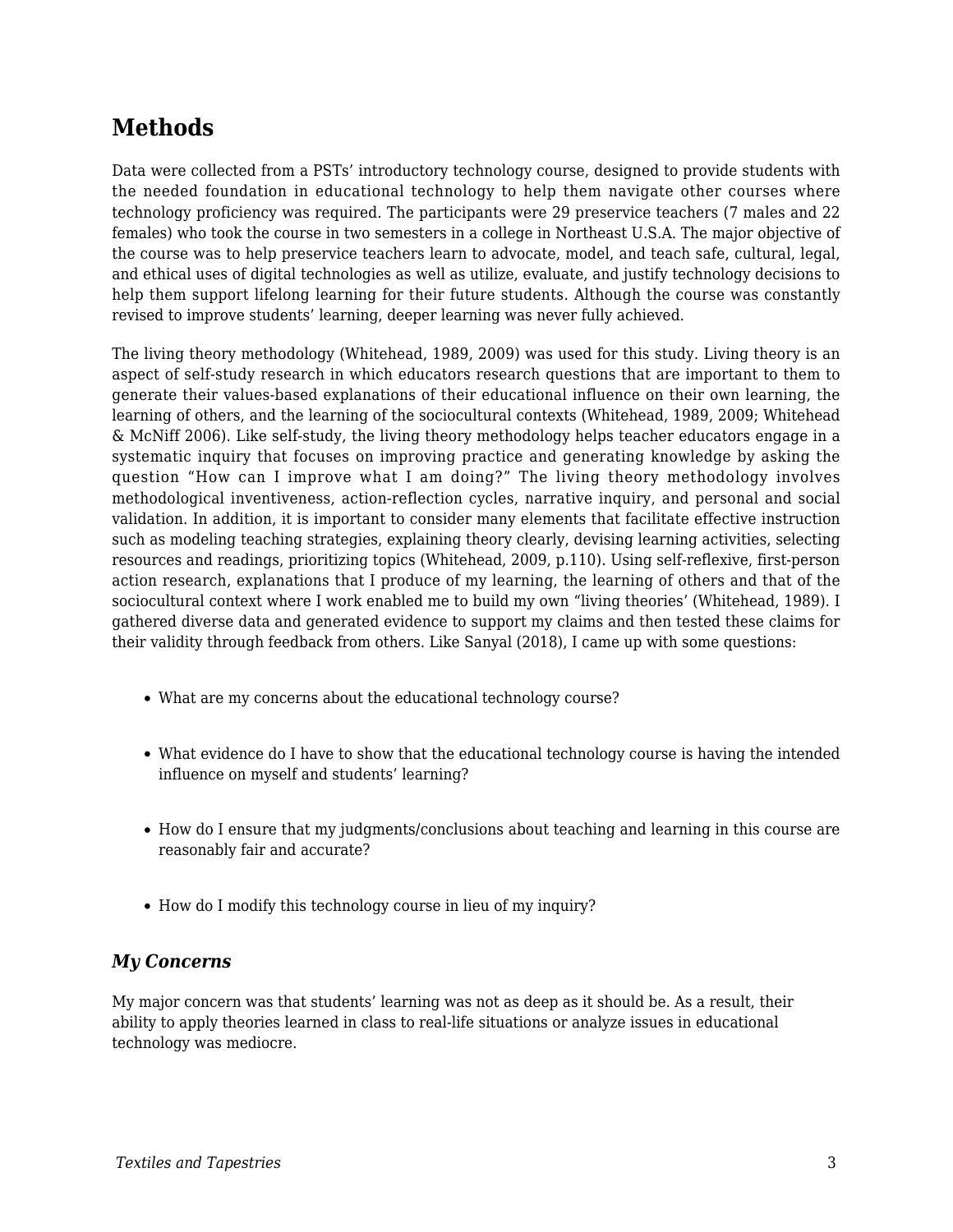## Methods

Data were collected from a PSTs' introductory technology course, designed to provide students with the needed foundation in educational technology to help them navigate other courses where technology proficiency was required. The participants were 29 preservice teachers (7 males and 22 females) who took the course in two semesters in a college in Northeast U.S.A. The major objective of the course was to help preservice teachers learn to advocate, model, and teach safe, cultural, legal, and ethical uses of digital technologies as well as utilize, evaluate, and justify technology decisions to help them support lifelong learning for their future students. Although the course was constantly revised to improve students' learning, deeper learning was never fully achieved.

The living theory methodology (Whitehead, 1989, 2009) was used for this study. Living theory is an aspect of self-study research in which educators research questions that are important to them to generate their values-based explanations of their educational influence on their own learning, the learning of others, and the learning of the sociocultural contexts (Whitehead, 1989, 2009; Whitehead & McNiff 2006). Like self-study, the living theory methodology helps teacher educators engage in a systematic inquiry that focuses on improving practice and generating knowledge by asking the question "How can I improve what I am doing?" The living theory methodology involves methodological inventiveness, action-reflection cycles, narrative inquiry, and personal and social validation. In addition, it is important to consider many elements that facilitate effective instruction such as modeling teaching strategies, explaining theory clearly, devising learning activities, selecting resources and readings, prioritizing topics (Whitehead, 2009, p.110). Using self-reflexive, first-person action research, explanations that I produce of my learning, the learning of others and that of the sociocultural context where I work enabled me to build my own "living theories' (Whitehead, 1989). I gathered diverse data and generated evidence to support my claims and then tested these claims for their validity through feedback from others. Like Sanyal (2018), I came up with some questions:

- What are my concerns about the educational technology course?
- What evidence do I have to show that the educational technology course is having the intended influence on myself and students' learning?
- How do I ensure that my judgments/conclusions about teaching and learning in this course are reasonably fair and accurate?
- How do I modify this technology course in lieu of my inquiry?

### *My Concerns*

My major concern was that students' learning was not as deep as it should be. As a result, their ability to apply theories learned in class to real-life situations or analyze issues in educational technology was mediocre.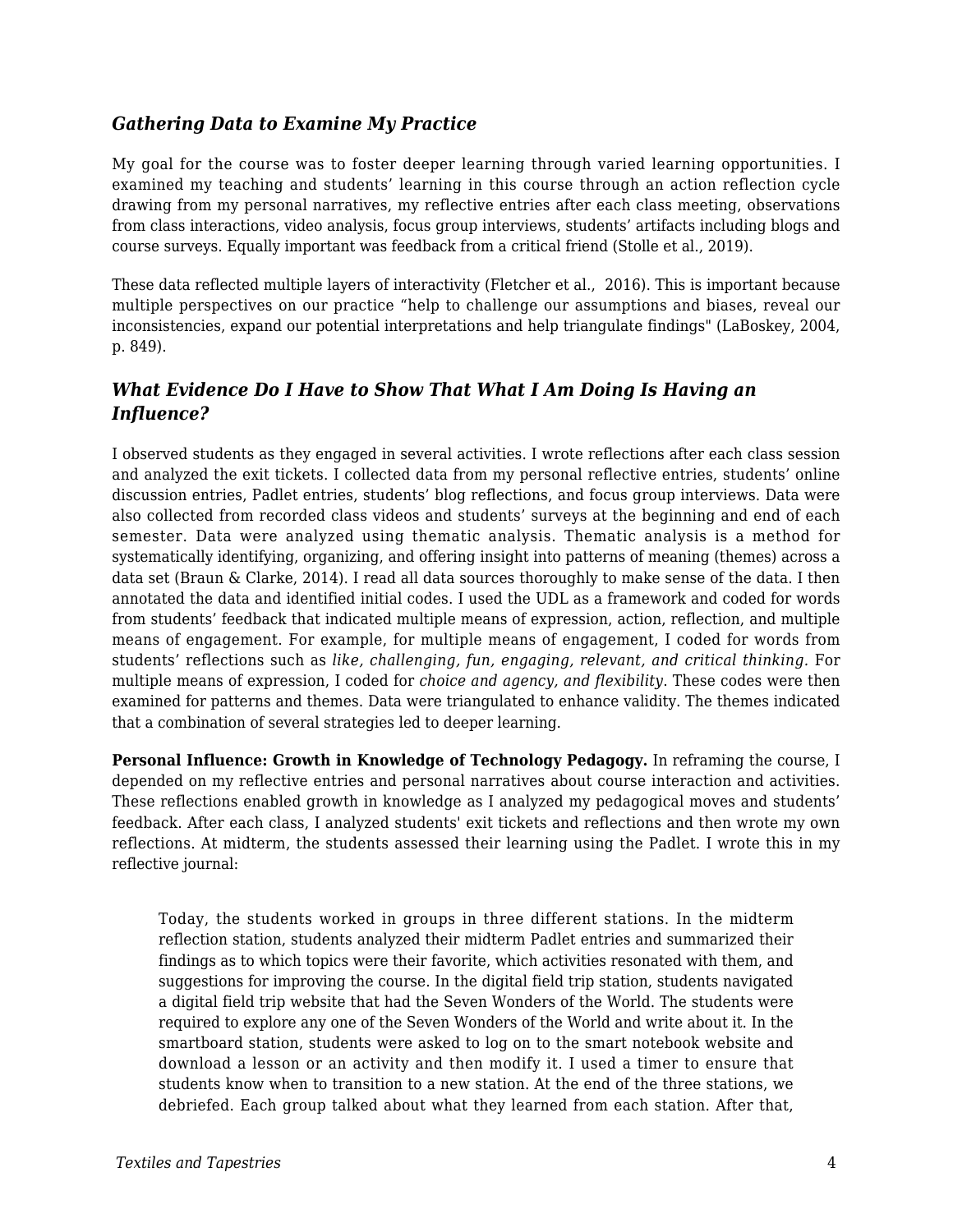### *Gathering Data to Examine My Practice*

My goal for the course was to foster deeper learning through varied learning opportunities. I examined my teaching and students' learning in this course through an action reflection cycle drawing from my personal narratives, my reflective entries after each class meeting, observations from class interactions, video analysis, focus group interviews, students' artifacts including blogs and course surveys. Equally important was feedback from a critical friend (Stolle et al., 2019).

These data reflected multiple layers of interactivity (Fletcher et al., 2016). This is important because multiple perspectives on our practice "help to challenge our assumptions and biases, reveal our inconsistencies, expand our potential interpretations and help triangulate findings" (LaBoskey, 2004, p. 849).

### *What Evidence Do I Have to Show That What I Am Doing Is Having an Influence?*

I observed students as they engaged in several activities. I wrote reflections after each class session and analyzed the exit tickets. I collected data from my personal reflective entries, students' online discussion entries, Padlet entries, students' blog reflections, and focus group interviews. Data were also collected from recorded class videos and students' surveys at the beginning and end of each semester. Data were analyzed using thematic analysis. Thematic analysis is a method for systematically identifying, organizing, and offering insight into patterns of meaning (themes) across a data set (Braun & Clarke, 2014). I read all data sources thoroughly to make sense of the data. I then annotated the data and identified initial codes. I used the UDL as a framework and coded for words from students' feedback that indicated multiple means of expression, action, reflection, and multiple means of engagement. For example, for multiple means of engagement, I coded for words from students' reflections such as *like, challenging, fun, engaging, relevant, and critical thinking.* For multiple means of expression, I coded for *choice and agency, and flexibility*. These codes were then examined for patterns and themes. Data were triangulated to enhance validity. The themes indicated that a combination of several strategies led to deeper learning.

**Personal Influence: Growth in Knowledge of Technology Pedagogy.** In reframing the course, I depended on my reflective entries and personal narratives about course interaction and activities. These reflections enabled growth in knowledge as I analyzed my pedagogical moves and students' feedback. After each class, I analyzed students' exit tickets and reflections and then wrote my own reflections. At midterm, the students assessed their learning using the Padlet. I wrote this in my reflective journal:

> Today, the students worked in groups in three different stations. In the midterm reflection station, students analyzed their midterm Padlet entries and summarized their findings as to which topics were their favorite, which activities resonated with them, and suggestions for improving the course. In the digital field trip station, students navigated a digital field trip website that had the Seven Wonders of the World. The students were required to explore any one of the Seven Wonders of the World and write about it. In the smartboard station, students were asked to log on to the smart notebook website and download a lesson or an activity and then modify it. I used a timer to ensure that students know when to transition to a new station. At the end of the three stations, we debriefed. Each group talked about what they learned from each station. After that,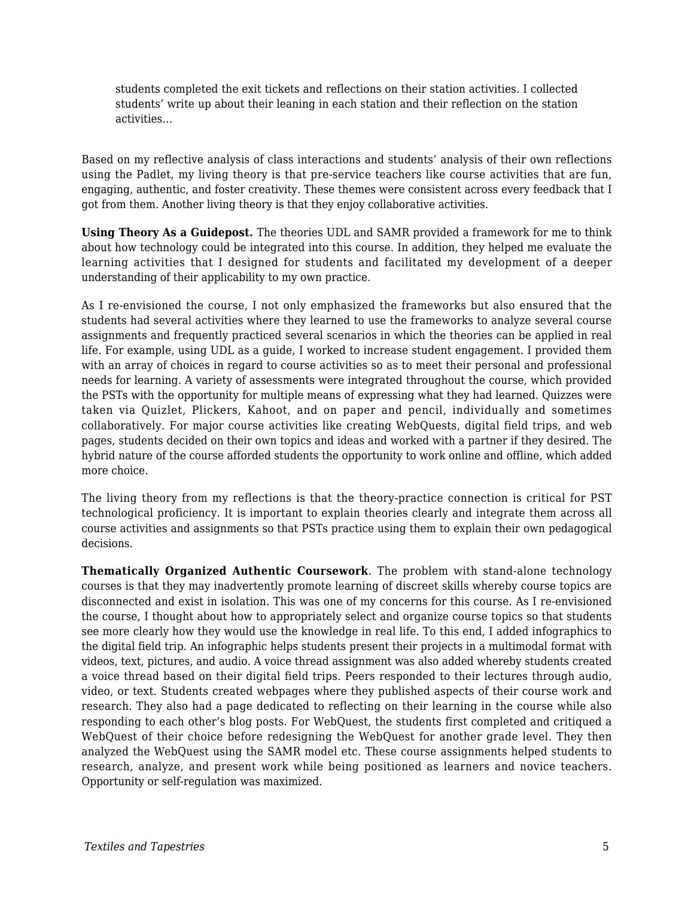> students completed the exit tickets and reflections on their station activities. I collected students' write up about their leaning in each station and their reflection on the station activities…

Based on my reflective analysis of class interactions and students' analysis of their own reflections using the Padlet, my living theory is that pre-service teachers like course activities that are fun, engaging, authentic, and foster creativity. These themes were consistent across every feedback that I got from them. Another living theory is that they enjoy collaborative activities.

**Using Theory As a Guidepost.** The theories UDL and SAMR provided a framework for me to think about how technology could be integrated into this course. In addition, they helped me evaluate the learning activities that I designed for students and facilitated my development of a deeper understanding of their applicability to my own practice.

As I re-envisioned the course, I not only emphasized the frameworks but also ensured that the students had several activities where they learned to use the frameworks to analyze several course assignments and frequently practiced several scenarios in which the theories can be applied in real life. For example, using UDL as a guide, I worked to increase student engagement. I provided them with an array of choices in regard to course activities so as to meet their personal and professional needs for learning. A variety of assessments were integrated throughout the course, which provided the PSTs with the opportunity for multiple means of expressing what they had learned. Quizzes were taken via Quizlet, Plickers, Kahoot, and on paper and pencil, individually and sometimes collaboratively. For major course activities like creating WebQuests, digital field trips, and web pages, students decided on their own topics and ideas and worked with a partner if they desired. The hybrid nature of the course afforded students the opportunity to work online and offline, which added more choice.

The living theory from my reflections is that the theory-practice connection is critical for PST technological proficiency. It is important to explain theories clearly and integrate them across all course activities and assignments so that PSTs practice using them to explain their own pedagogical decisions.

**Thematically Organized Authentic Coursework**. The problem with stand-alone technology courses is that they may inadvertently promote learning of discreet skills whereby course topics are disconnected and exist in isolation. This was one of my concerns for this course. As I re-envisioned the course, I thought about how to appropriately select and organize course topics so that students see more clearly how they would use the knowledge in real life. To this end, I added infographics to the digital field trip. An infographic helps students present their projects in a multimodal format with videos, text, pictures, and audio. A voice thread assignment was also added whereby students created a voice thread based on their digital field trips. Peers responded to their lectures through audio, video, or text. Students created webpages where they published aspects of their course work and research. They also had a page dedicated to reflecting on their learning in the course while also responding to each other's blog posts. For WebQuest, the students first completed and critiqued a WebQuest of their choice before redesigning the WebQuest for another grade level. They then analyzed the WebQuest using the SAMR model etc. These course assignments helped students to research, analyze, and present work while being positioned as learners and novice teachers. Opportunity or self-regulation was maximized.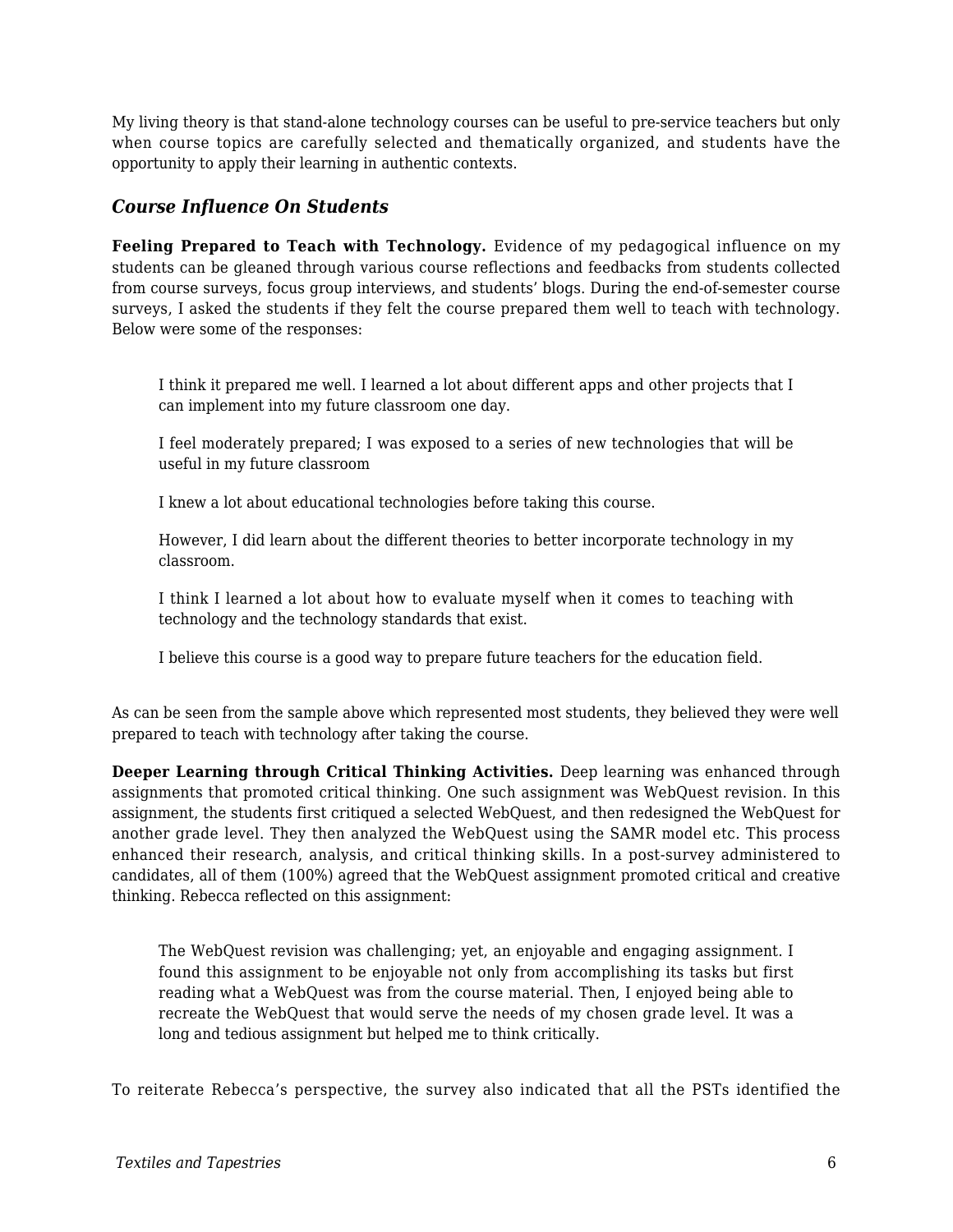My living theory is that stand-alone technology courses can be useful to pre-service teachers but only when course topics are carefully selected and thematically organized, and students have the opportunity to apply their learning in authentic contexts.

### *Course Influence On Students*

**Feeling Prepared to Teach with Technology.** Evidence of my pedagogical influence on my students can be gleaned through various course reflections and feedbacks from students collected from course surveys, focus group interviews, and students' blogs. During the end-of-semester course surveys, I asked the students if they felt the course prepared them well to teach with technology. Below were some of the responses:

> I think it prepared me well. I learned a lot about different apps and other projects that I can implement into my future classroom one day.
>
> I feel moderately prepared; I was exposed to a series of new technologies that will be useful in my future classroom
>
> I knew a lot about educational technologies before taking this course.
>
> However, I did learn about the different theories to better incorporate technology in my classroom.
>
> I think I learned a lot about how to evaluate myself when it comes to teaching with technology and the technology standards that exist.
>
> I believe this course is a good way to prepare future teachers for the education field.

As can be seen from the sample above which represented most students, they believed they were well prepared to teach with technology after taking the course.

**Deeper Learning through Critical Thinking Activities.** Deep learning was enhanced through assignments that promoted critical thinking. One such assignment was WebQuest revision. In this assignment, the students first critiqued a selected WebQuest, and then redesigned the WebQuest for another grade level. They then analyzed the WebQuest using the SAMR model etc. This process enhanced their research, analysis, and critical thinking skills. In a post-survey administered to candidates, all of them (100%) agreed that the WebQuest assignment promoted critical and creative thinking. Rebecca reflected on this assignment:

> The WebQuest revision was challenging; yet, an enjoyable and engaging assignment. I found this assignment to be enjoyable not only from accomplishing its tasks but first reading what a WebQuest was from the course material. Then, I enjoyed being able to recreate the WebQuest that would serve the needs of my chosen grade level. It was a long and tedious assignment but helped me to think critically.

To reiterate Rebecca's perspective, the survey also indicated that all the PSTs identified the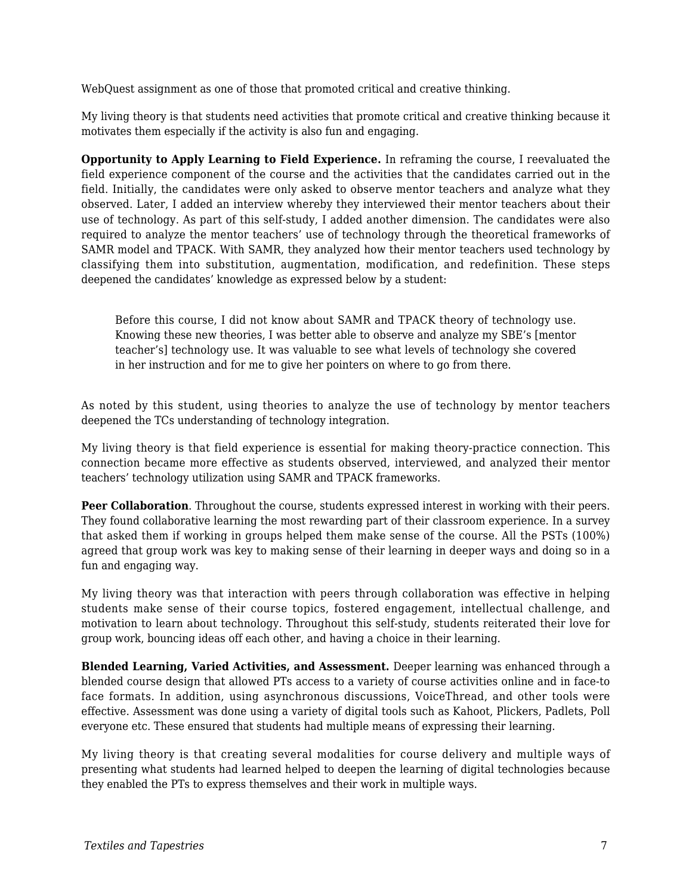WebQuest assignment as one of those that promoted critical and creative thinking.

My living theory is that students need activities that promote critical and creative thinking because it motivates them especially if the activity is also fun and engaging.

**Opportunity to Apply Learning to Field Experience.** In reframing the course, I reevaluated the field experience component of the course and the activities that the candidates carried out in the field. Initially, the candidates were only asked to observe mentor teachers and analyze what they observed. Later, I added an interview whereby they interviewed their mentor teachers about their use of technology. As part of this self-study, I added another dimension. The candidates were also required to analyze the mentor teachers' use of technology through the theoretical frameworks of SAMR model and TPACK. With SAMR, they analyzed how their mentor teachers used technology by classifying them into substitution, augmentation, modification, and redefinition. These steps deepened the candidates' knowledge as expressed below by a student:

> Before this course, I did not know about SAMR and TPACK theory of technology use. Knowing these new theories, I was better able to observe and analyze my SBE's [mentor teacher's] technology use. It was valuable to see what levels of technology she covered in her instruction and for me to give her pointers on where to go from there.

As noted by this student, using theories to analyze the use of technology by mentor teachers deepened the TCs understanding of technology integration.

My living theory is that field experience is essential for making theory-practice connection. This connection became more effective as students observed, interviewed, and analyzed their mentor teachers' technology utilization using SAMR and TPACK frameworks.

**Peer Collaboration**. Throughout the course, students expressed interest in working with their peers. They found collaborative learning the most rewarding part of their classroom experience. In a survey that asked them if working in groups helped them make sense of the course. All the PSTs (100%) agreed that group work was key to making sense of their learning in deeper ways and doing so in a fun and engaging way.

My living theory was that interaction with peers through collaboration was effective in helping students make sense of their course topics, fostered engagement, intellectual challenge, and motivation to learn about technology. Throughout this self-study, students reiterated their love for group work, bouncing ideas off each other, and having a choice in their learning.

**Blended Learning, Varied Activities, and Assessment.** Deeper learning was enhanced through a blended course design that allowed PTs access to a variety of course activities online and in face-to face formats. In addition, using asynchronous discussions, VoiceThread, and other tools were effective. Assessment was done using a variety of digital tools such as Kahoot, Plickers, Padlets, Poll everyone etc. These ensured that students had multiple means of expressing their learning.

My living theory is that creating several modalities for course delivery and multiple ways of presenting what students had learned helped to deepen the learning of digital technologies because they enabled the PTs to express themselves and their work in multiple ways.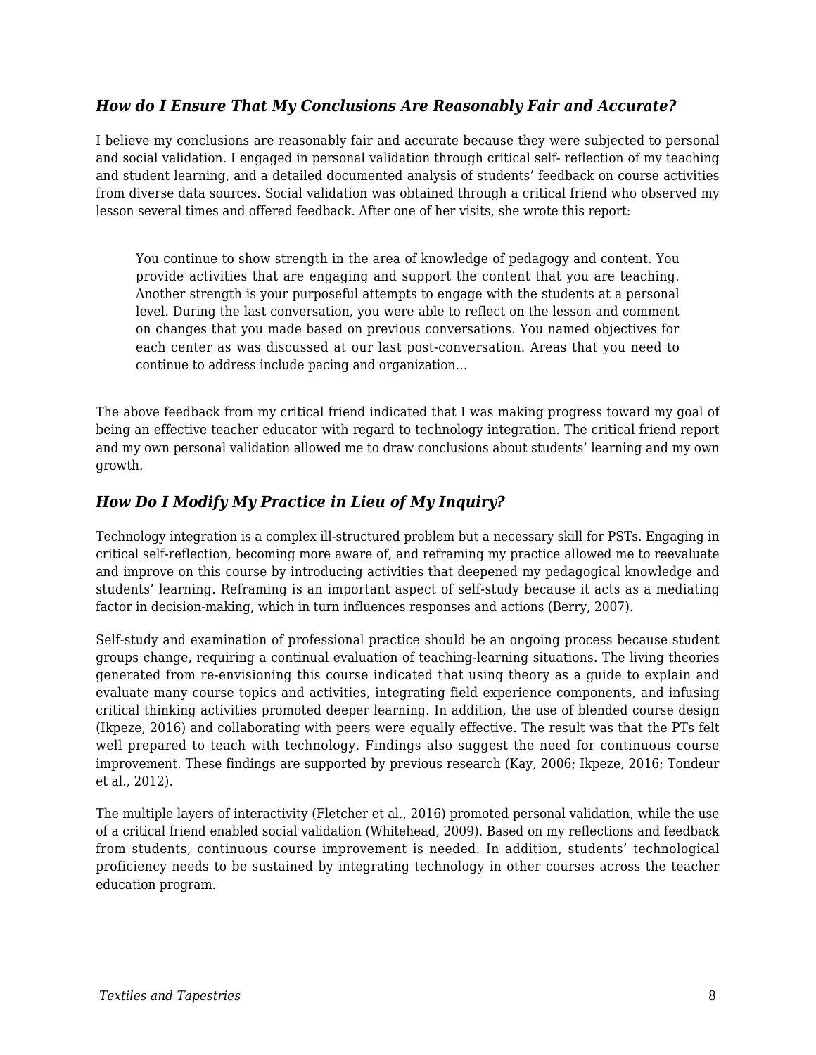### *How do I Ensure That My Conclusions Are Reasonably Fair and Accurate?*

I believe my conclusions are reasonably fair and accurate because they were subjected to personal and social validation. I engaged in personal validation through critical self- reflection of my teaching and student learning, and a detailed documented analysis of students' feedback on course activities from diverse data sources. Social validation was obtained through a critical friend who observed my lesson several times and offered feedback. After one of her visits, she wrote this report:

> You continue to show strength in the area of knowledge of pedagogy and content. You provide activities that are engaging and support the content that you are teaching. Another strength is your purposeful attempts to engage with the students at a personal level. During the last conversation, you were able to reflect on the lesson and comment on changes that you made based on previous conversations. You named objectives for each center as was discussed at our last post-conversation. Areas that you need to continue to address include pacing and organization…

The above feedback from my critical friend indicated that I was making progress toward my goal of being an effective teacher educator with regard to technology integration. The critical friend report and my own personal validation allowed me to draw conclusions about students' learning and my own growth.

### *How Do I Modify My Practice in Lieu of My Inquiry?*

Technology integration is a complex ill-structured problem but a necessary skill for PSTs. Engaging in critical self-reflection, becoming more aware of, and reframing my practice allowed me to reevaluate and improve on this course by introducing activities that deepened my pedagogical knowledge and students' learning. Reframing is an important aspect of self-study because it acts as a mediating factor in decision-making, which in turn influences responses and actions (Berry, 2007).

Self-study and examination of professional practice should be an ongoing process because student groups change, requiring a continual evaluation of teaching-learning situations. The living theories generated from re-envisioning this course indicated that using theory as a guide to explain and evaluate many course topics and activities, integrating field experience components, and infusing critical thinking activities promoted deeper learning. In addition, the use of blended course design (Ikpeze, 2016) and collaborating with peers were equally effective. The result was that the PTs felt well prepared to teach with technology. Findings also suggest the need for continuous course improvement. These findings are supported by previous research (Kay, 2006; Ikpeze, 2016; Tondeur et al., 2012).

The multiple layers of interactivity (Fletcher et al., 2016) promoted personal validation, while the use of a critical friend enabled social validation (Whitehead, 2009). Based on my reflections and feedback from students, continuous course improvement is needed. In addition, students' technological proficiency needs to be sustained by integrating technology in other courses across the teacher education program.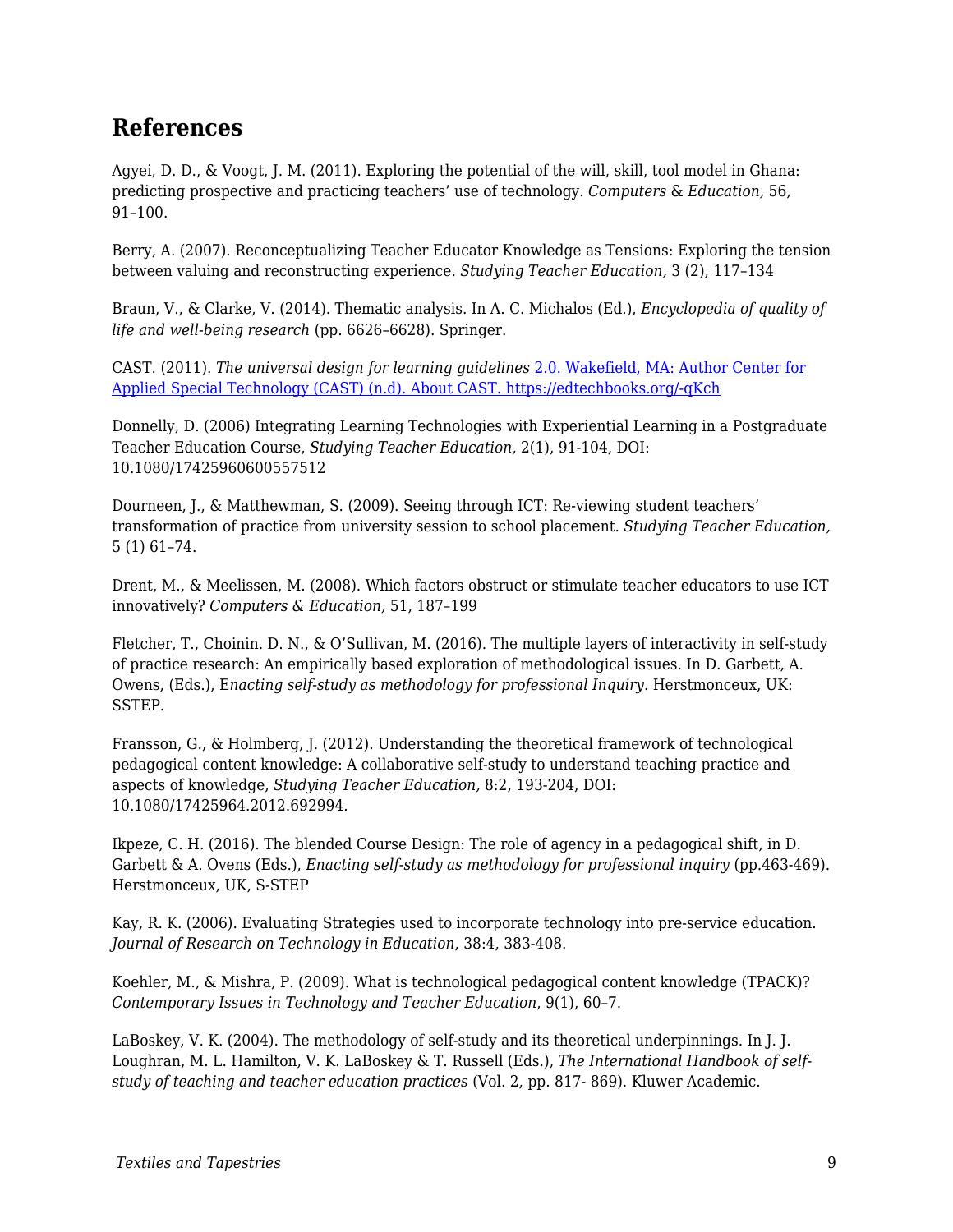## References

Agyei, D. D., & Voogt, J. M. (2011). Exploring the potential of the will, skill, tool model in Ghana: predicting prospective and practicing teachers' use of technology. *Computers & Education,* 56, 91–100.

Berry, A. (2007). Reconceptualizing Teacher Educator Knowledge as Tensions: Exploring the tension between valuing and reconstructing experience. *Studying Teacher Education,* 3 (2), 117–134

Braun, V., & Clarke, V. (2014). Thematic analysis. In A. C. Michalos (Ed.), *Encyclopedia of quality of life and well-being research* (pp. 6626–6628). Springer.

CAST. (2011). *The universal design for learning guidelines* [2.0. Wakefield, MA: Author Center for Applied Special Technology (CAST) (n.d). About CAST. https://edtechbooks.org/-qKch](https://edtechbooks.org/-qKch)

Donnelly, D. (2006) Integrating Learning Technologies with Experiential Learning in a Postgraduate Teacher Education Course, *Studying Teacher Education,* 2(1), 91-104, DOI: 10.1080/17425960600557512

Dourneen, J., & Matthewman, S. (2009). Seeing through ICT: Re-viewing student teachers' transformation of practice from university session to school placement. *Studying Teacher Education,* 5 (1) 61–74.

Drent, M., & Meelissen, M. (2008). Which factors obstruct or stimulate teacher educators to use ICT innovatively? *Computers & Education,* 51, 187–199

Fletcher, T., Choinin. D. N., & O'Sullivan, M. (2016). The multiple layers of interactivity in self-study of practice research: An empirically based exploration of methodological issues. In D. Garbett, A. Owens, (Eds.), E*nacting self-study as methodology for professional Inquiry*. Herstmonceux, UK: SSTEP.

Fransson, G., & Holmberg, J. (2012). Understanding the theoretical framework of technological pedagogical content knowledge: A collaborative self-study to understand teaching practice and aspects of knowledge, *Studying Teacher Education,* 8:2, 193-204, DOI: 10.1080/17425964.2012.692994.

Ikpeze, C. H. (2016). The blended Course Design: The role of agency in a pedagogical shift, in D. Garbett & A. Ovens (Eds.), *Enacting self-study as methodology for professional inquiry* (pp.463-469). Herstmonceux, UK, S-STEP

Kay, R. K. (2006). Evaluating Strategies used to incorporate technology into pre-service education. *Journal of Research on Technology in Education*, 38:4, 383-408.

Koehler, M., & Mishra, P. (2009). What is technological pedagogical content knowledge (TPACK)? *Contemporary Issues in Technology and Teacher Education*, 9(1), 60–7.

LaBoskey, V. K. (2004). The methodology of self-study and its theoretical underpinnings. In J. J. Loughran, M. L. Hamilton, V. K. LaBoskey & T. Russell (Eds.), *The International Handbook of self-study of teaching and teacher education practices* (Vol. 2, pp. 817- 869). Kluwer Academic.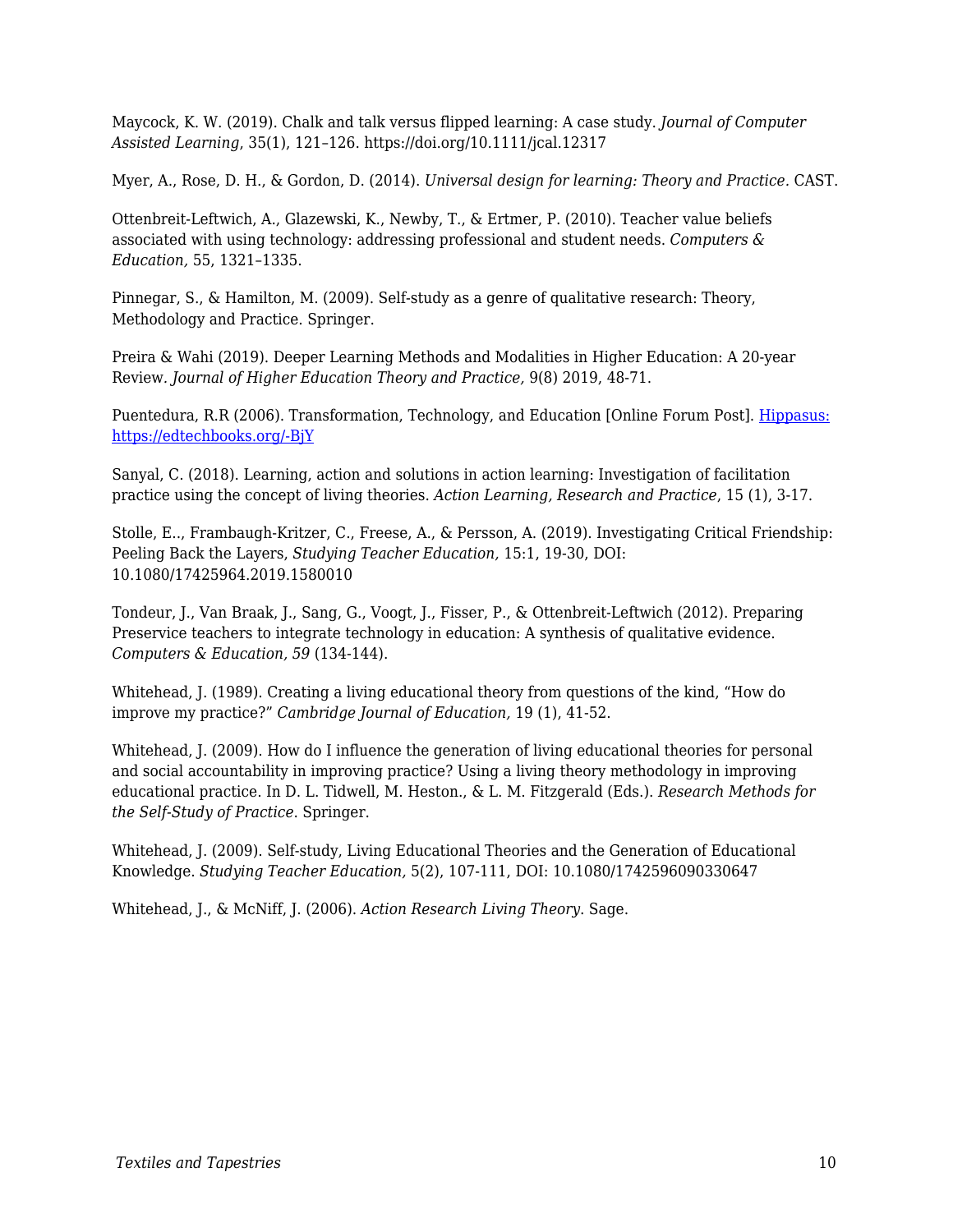Maycock, K. W. (2019). Chalk and talk versus flipped learning: A case study. *Journal of Computer Assisted Learning*, 35(1), 121–126. https://doi.org/10.1111/jcal.12317

Myer, A., Rose, D. H., & Gordon, D. (2014). *Universal design for learning: Theory and Practice*. CAST.

Ottenbreit-Leftwich, A., Glazewski, K., Newby, T., & Ertmer, P. (2010). Teacher value beliefs associated with using technology: addressing professional and student needs. *Computers & Education*, 55, 1321–1335.

Pinnegar, S., & Hamilton, M. (2009). Self-study as a genre of qualitative research: Theory, Methodology and Practice. Springer.

Preira & Wahi (2019). Deeper Learning Methods and Modalities in Higher Education: A 20-year Review. *Journal of Higher Education Theory and Practice*, 9(8) 2019, 48-71.

Puentedura, R.R (2006). Transformation, Technology, and Education [Online Forum Post]. [Hippasus: https://edtechbooks.org/-BjY](https://edtechbooks.org/-BjY)

Sanyal, C. (2018). Learning, action and solutions in action learning: Investigation of facilitation practice using the concept of living theories. *Action Learning, Research and Practice*, 15 (1), 3-17.

Stolle, E.., Frambaugh-Kritzer, C., Freese, A., & Persson, A. (2019). Investigating Critical Friendship: Peeling Back the Layers, *Studying Teacher Education*, 15:1, 19-30, DOI: 10.1080/17425964.2019.1580010

Tondeur, J., Van Braak, J., Sang, G., Voogt, J., Fisser, P., & Ottenbreit-Leftwich (2012). Preparing Preservice teachers to integrate technology in education: A synthesis of qualitative evidence. *Computers & Education, 59* (134-144).

Whitehead, J. (1989). Creating a living educational theory from questions of the kind, "How do improve my practice?" *Cambridge Journal of Education*, 19 (1), 41-52.

Whitehead, J. (2009). How do I influence the generation of living educational theories for personal and social accountability in improving practice? Using a living theory methodology in improving educational practice. In D. L. Tidwell, M. Heston., & L. M. Fitzgerald (Eds.). *Research Methods for the Self-Study of Practice*. Springer.

Whitehead, J. (2009). Self-study, Living Educational Theories and the Generation of Educational Knowledge. *Studying Teacher Education*, 5(2), 107-111, DOI: 10.1080/1742596090330647

Whitehead, J., & McNiff, J. (2006). *Action Research Living Theory*. Sage.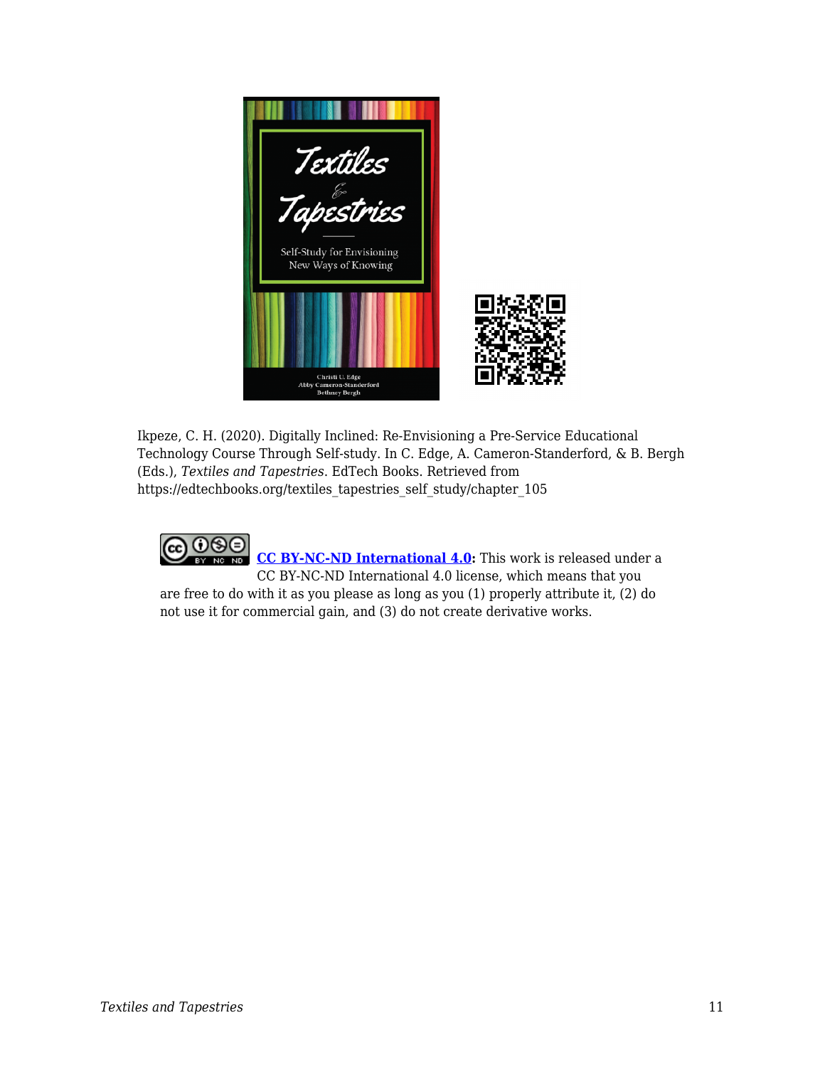Ikpeze, C. H. (2020). Digitally Inclined: Re-Envisioning a Pre-Service Educational Technology Course Through Self-study. In C. Edge, A. Cameron-Standerford, & B. Bergh (Eds.), *Textiles and Tapestries*. EdTech Books. Retrieved from https://edtechbooks.org/textiles_tapestries_self_study/chapter_105

**CC BY-NC-ND International 4.0:** This work is released under a CC BY-NC-ND International 4.0 license, which means that you are free to do with it as you please as long as you (1) properly attribute it, (2) do not use it for commercial gain, and (3) do not create derivative works.